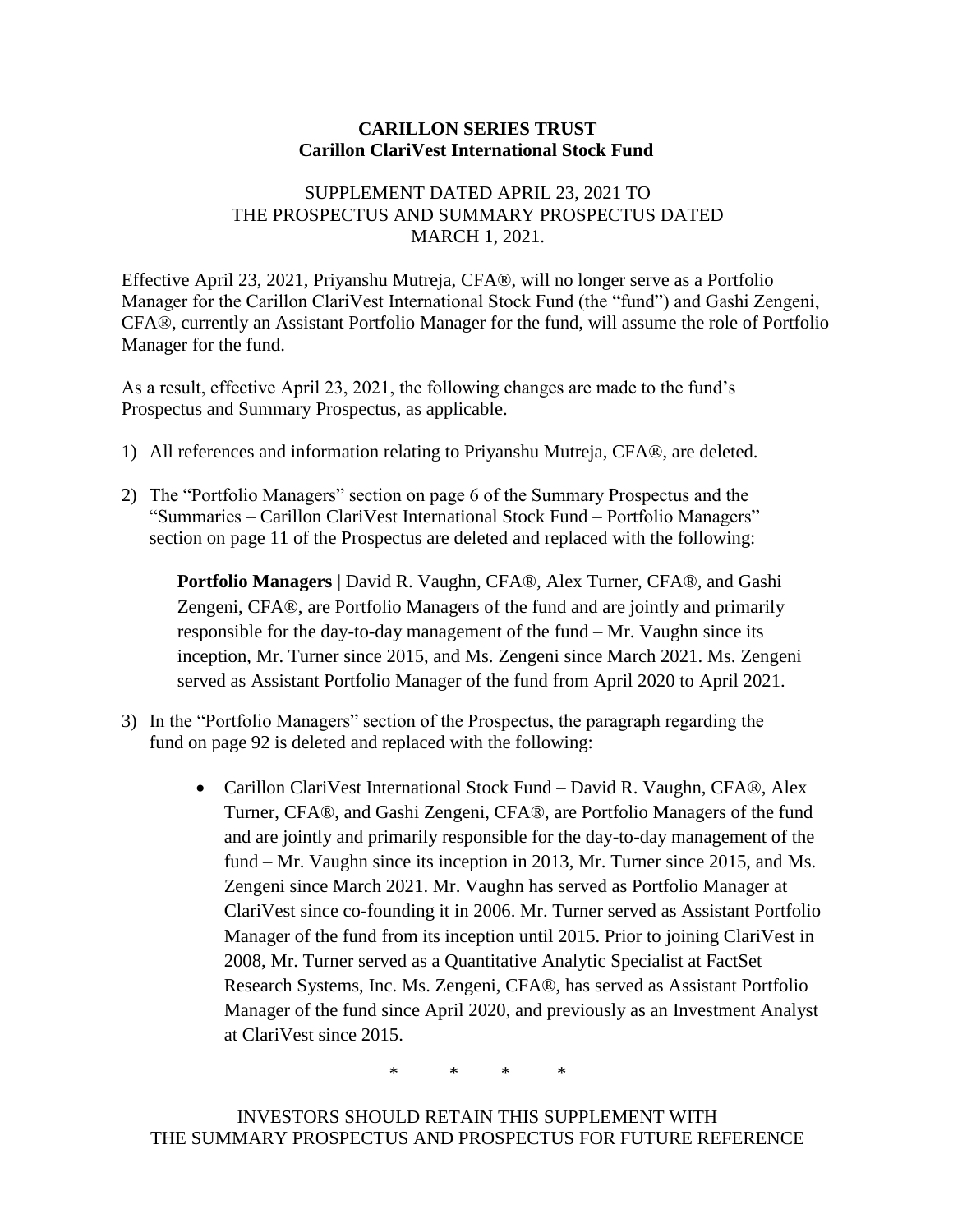**CARILLON SERIES TRUST**
**Carillon ClariVest International Stock Fund**

SUPPLEMENT DATED APRIL 23, 2021 TO
THE PROSPECTUS AND SUMMARY PROSPECTUS DATED
MARCH 1, 2021.

Effective April 23, 2021, Priyanshu Mutreja, CFA®, will no longer serve as a Portfolio Manager for the Carillon ClariVest International Stock Fund (the "fund") and Gashi Zengeni, CFA®, currently an Assistant Portfolio Manager for the fund, will assume the role of Portfolio Manager for the fund.

As a result, effective April 23, 2021, the following changes are made to the fund's Prospectus and Summary Prospectus, as applicable.

1) All references and information relating to Priyanshu Mutreja, CFA®, are deleted.

2) The "Portfolio Managers" section on page 6 of the Summary Prospectus and the "Summaries – Carillon ClariVest International Stock Fund – Portfolio Managers" section on page 11 of the Prospectus are deleted and replaced with the following:

   **Portfolio Managers** | David R. Vaughn, CFA®, Alex Turner, CFA®, and Gashi Zengeni, CFA®, are Portfolio Managers of the fund and are jointly and primarily responsible for the day-to-day management of the fund – Mr. Vaughn since its inception, Mr. Turner since 2015, and Ms. Zengeni since March 2021. Ms. Zengeni served as Assistant Portfolio Manager of the fund from April 2020 to April 2021.

3) In the "Portfolio Managers" section of the Prospectus, the paragraph regarding the fund on page 92 is deleted and replaced with the following:

   - Carillon ClariVest International Stock Fund – David R. Vaughn, CFA®, Alex Turner, CFA®, and Gashi Zengeni, CFA®, are Portfolio Managers of the fund and are jointly and primarily responsible for the day-to-day management of the fund – Mr. Vaughn since its inception in 2013, Mr. Turner since 2015, and Ms. Zengeni since March 2021. Mr. Vaughn has served as Portfolio Manager at ClariVest since co-founding it in 2006. Mr. Turner served as Assistant Portfolio Manager of the fund from its inception until 2015. Prior to joining ClariVest in 2008, Mr. Turner served as a Quantitative Analytic Specialist at FactSet Research Systems, Inc. Ms. Zengeni, CFA®, has served as Assistant Portfolio Manager of the fund since April 2020, and previously as an Investment Analyst at ClariVest since 2015.

\* \* \* \*

INVESTORS SHOULD RETAIN THIS SUPPLEMENT WITH
THE SUMMARY PROSPECTUS AND PROSPECTUS FOR FUTURE REFERENCE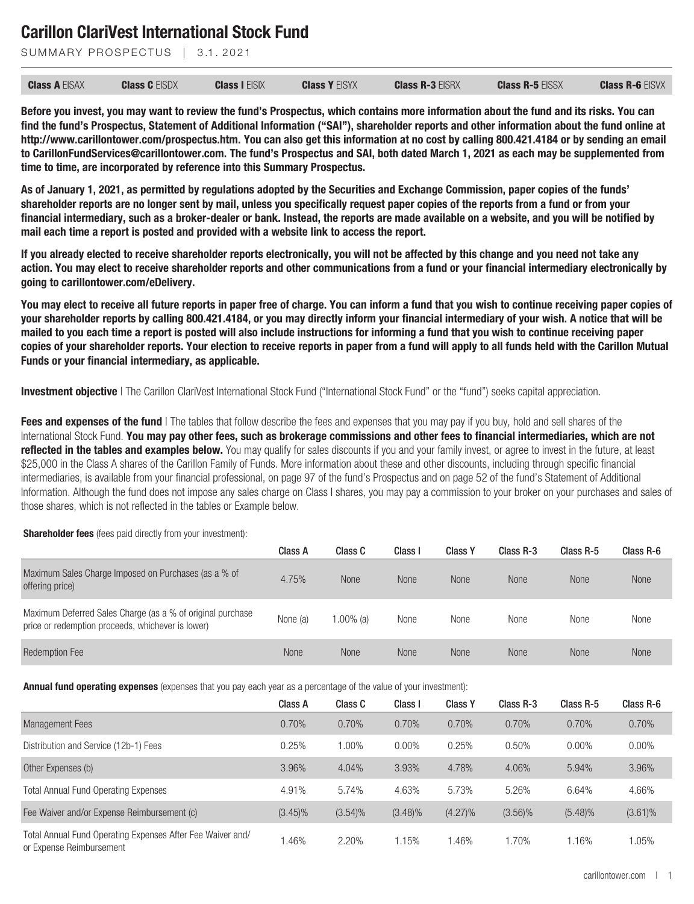# Carillon ClariVest International Stock Fund

SUMMARY PROSPECTUS | 3.1.2021

| **Class A** EISAX | **Class C** EISDX | **Class I** EISIX | **Class Y** EISYX | **Class R-3** EISRX | **Class R-5** EISSX | **Class R-6** EISVX |
|---|---|---|---|---|---|---|

**Before you invest, you may want to review the fund's Prospectus, which contains more information about the fund and its risks. You can find the fund's Prospectus, Statement of Additional Information ("SAI"), shareholder reports and other information about the fund online at http://www.carillontower.com/prospectus.htm. You can also get this information at no cost by calling 800.421.4184 or by sending an email to CarillonFundServices@carillontower.com. The fund's Prospectus and SAI, both dated March 1, 2021 as each may be supplemented from time to time, are incorporated by reference into this Summary Prospectus.**

**As of January 1, 2021, as permitted by regulations adopted by the Securities and Exchange Commission, paper copies of the funds' shareholder reports are no longer sent by mail, unless you specifically request paper copies of the reports from a fund or from your financial intermediary, such as a broker-dealer or bank. Instead, the reports are made available on a website, and you will be notified by mail each time a report is posted and provided with a website link to access the report.**

**If you already elected to receive shareholder reports electronically, you will not be affected by this change and you need not take any action. You may elect to receive shareholder reports and other communications from a fund or your financial intermediary electronically by going to carillontower.com/eDelivery.**

**You may elect to receive all future reports in paper free of charge. You can inform a fund that you wish to continue receiving paper copies of your shareholder reports by calling 800.421.4184, or you may directly inform your financial intermediary of your wish. A notice that will be mailed to you each time a report is posted will also include instructions for informing a fund that you wish to continue receiving paper copies of your shareholder reports. Your election to receive reports in paper from a fund will apply to all funds held with the Carillon Mutual Funds or your financial intermediary, as applicable.**

**Investment objective** | The Carillon ClariVest International Stock Fund ("International Stock Fund" or the "fund") seeks capital appreciation.

**Fees and expenses of the fund** | The tables that follow describe the fees and expenses that you may pay if you buy, hold and sell shares of the International Stock Fund. **You may pay other fees, such as brokerage commissions and other fees to financial intermediaries, which are not reflected in the tables and examples below.** You may qualify for sales discounts if you and your family invest, or agree to invest in the future, at least $25,000 in the Class A shares of the Carillon Family of Funds. More information about these and other discounts, including through specific financial intermediaries, is available from your financial professional, on page 97 of the fund's Prospectus and on page 52 of the fund's Statement of Additional Information. Although the fund does not impose any sales charge on Class I shares, you may pay a commission to your broker on your purchases and sales of those shares, which is not reflected in the tables or Example below.

**Shareholder fees** (fees paid directly from your investment):

| | Class A | Class C | Class I | Class Y | Class R-3 | Class R-5 | Class R-6 |
|---|---|---|---|---|---|---|---|
| Maximum Sales Charge Imposed on Purchases (as a % of offering price) | 4.75% | None | None | None | None | None | None |
| Maximum Deferred Sales Charge (as a % of original purchase price or redemption proceeds, whichever is lower) | None (a) | 1.00% (a) | None | None | None | None | None |
| Redemption Fee | None | None | None | None | None | None | None |

**Annual fund operating expenses** (expenses that you pay each year as a percentage of the value of your investment):

| | Class A | Class C | Class I | Class Y | Class R-3 | Class R-5 | Class R-6 |
|---|---|---|---|---|---|---|---|
| Management Fees | 0.70% | 0.70% | 0.70% | 0.70% | 0.70% | 0.70% | 0.70% |
| Distribution and Service (12b-1) Fees | 0.25% | 1.00% | 0.00% | 0.25% | 0.50% | 0.00% | 0.00% |
| Other Expenses (b) | 3.96% | 4.04% | 3.93% | 4.78% | 4.06% | 5.94% | 3.96% |
| Total Annual Fund Operating Expenses | 4.91% | 5.74% | 4.63% | 5.73% | 5.26% | 6.64% | 4.66% |
| Fee Waiver and/or Expense Reimbursement (c) | (3.45)% | (3.54)% | (3.48)% | (4.27)% | (3.56)% | (5.48)% | (3.61)% |
| Total Annual Fund Operating Expenses After Fee Waiver and/or Expense Reimbursement | 1.46% | 2.20% | 1.15% | 1.46% | 1.70% | 1.16% | 1.05% |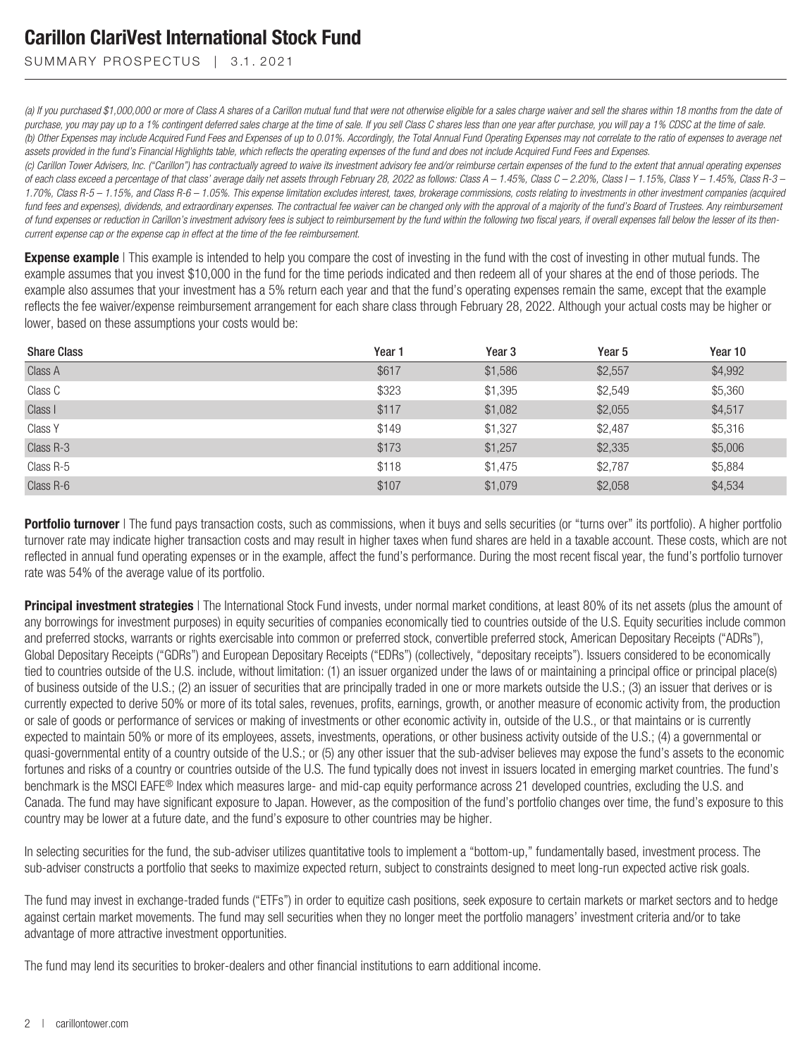(a) *If you purchased $1,000,000 or more of Class A shares of a Carillon mutual fund that were not otherwise eligible for a sales charge waiver and sell the shares within 18 months from the date of purchase, you may pay up to a 1% contingent deferred sales charge at the time of sale. If you sell Class C shares less than one year after purchase, you will pay a 1% CDSC at the time of sale.*
(b) *Other Expenses may include Acquired Fund Fees and Expenses of up to 0.01%. Accordingly, the Total Annual Fund Operating Expenses may not correlate to the ratio of expenses to average net assets provided in the fund's Financial Highlights table, which reflects the operating expenses of the fund and does not include Acquired Fund Fees and Expenses.*
(c) *Carillon Tower Advisers, Inc. ("Carillon") has contractually agreed to waive its investment advisory fee and/or reimburse certain expenses of the fund to the extent that annual operating expenses of each class exceed a percentage of that class' average daily net assets through February 28, 2022 as follows: Class A – 1.45%, Class C – 2.20%, Class I – 1.15%, Class Y – 1.45%, Class R-3 – 1.70%, Class R-5 – 1.15%, and Class R-6 – 1.05%. This expense limitation excludes interest, taxes, brokerage commissions, costs relating to investments in other investment companies (acquired fund fees and expenses), dividends, and extraordinary expenses. The contractual fee waiver can be changed only with the approval of a majority of the fund's Board of Trustees. Any reimbursement of fund expenses or reduction in Carillon's investment advisory fees is subject to reimbursement by the fund within the following two fiscal years, if overall expenses fall below the lesser of its then-current expense cap or the expense cap in effect at the time of the fee reimbursement.*

**Expense example** | This example is intended to help you compare the cost of investing in the fund with the cost of investing in other mutual funds. The example assumes that you invest $10,000 in the fund for the time periods indicated and then redeem all of your shares at the end of those periods. The example also assumes that your investment has a 5% return each year and that the fund's operating expenses remain the same, except that the example reflects the fee waiver/expense reimbursement arrangement for each share class through February 28, 2022. Although your actual costs may be higher or lower, based on these assumptions your costs would be:

| Share Class | Year 1 | Year 3 | Year 5 | Year 10 |
|---|---|---|---|---|
| Class A | $617 | $1,586 | $2,557 | $4,992 |
| Class C | $323 | $1,395 | $2,549 | $5,360 |
| Class I | $117 | $1,082 | $2,055 | $4,517 |
| Class Y | $149 | $1,327 | $2,487 | $5,316 |
| Class R-3 | $173 | $1,257 | $2,335 | $5,006 |
| Class R-5 | $118 | $1,475 | $2,787 | $5,884 |
| Class R-6 | $107 | $1,079 | $2,058 | $4,534 |

**Portfolio turnover** | The fund pays transaction costs, such as commissions, when it buys and sells securities (or "turns over" its portfolio). A higher portfolio turnover rate may indicate higher transaction costs and may result in higher taxes when fund shares are held in a taxable account. These costs, which are not reflected in annual fund operating expenses or in the example, affect the fund's performance. During the most recent fiscal year, the fund's portfolio turnover rate was 54% of the average value of its portfolio.

**Principal investment strategies** | The International Stock Fund invests, under normal market conditions, at least 80% of its net assets (plus the amount of any borrowings for investment purposes) in equity securities of companies economically tied to countries outside of the U.S. Equity securities include common and preferred stocks, warrants or rights exercisable into common or preferred stock, convertible preferred stock, American Depositary Receipts ("ADRs"), Global Depositary Receipts ("GDRs") and European Depositary Receipts ("EDRs") (collectively, "depositary receipts"). Issuers considered to be economically tied to countries outside of the U.S. include, without limitation: (1) an issuer organized under the laws of or maintaining a principal office or principal place(s) of business outside of the U.S.; (2) an issuer of securities that are principally traded in one or more markets outside the U.S.; (3) an issuer that derives or is currently expected to derive 50% or more of its total sales, revenues, profits, earnings, growth, or another measure of economic activity from, the production or sale of goods or performance of services or making of investments or other economic activity in, outside of the U.S., or that maintains or is currently expected to maintain 50% or more of its employees, assets, investments, operations, or other business activity outside of the U.S.; (4) a governmental or quasi-governmental entity of a country outside of the U.S.; or (5) any other issuer that the sub-adviser believes may expose the fund's assets to the economic fortunes and risks of a country or countries outside of the U.S. The fund typically does not invest in issuers located in emerging market countries. The fund's benchmark is the MSCI EAFE® Index which measures large- and mid-cap equity performance across 21 developed countries, excluding the U.S. and Canada. The fund may have significant exposure to Japan. However, as the composition of the fund's portfolio changes over time, the fund's exposure to this country may be lower at a future date, and the fund's exposure to other countries may be higher.

In selecting securities for the fund, the sub-adviser utilizes quantitative tools to implement a "bottom-up," fundamentally based, investment process. The sub-adviser constructs a portfolio that seeks to maximize expected return, subject to constraints designed to meet long-run expected active risk goals.

The fund may invest in exchange-traded funds ("ETFs") in order to equitize cash positions, seek exposure to certain markets or market sectors and to hedge against certain market movements. The fund may sell securities when they no longer meet the portfolio managers' investment criteria and/or to take advantage of more attractive investment opportunities.

The fund may lend its securities to broker-dealers and other financial institutions to earn additional income.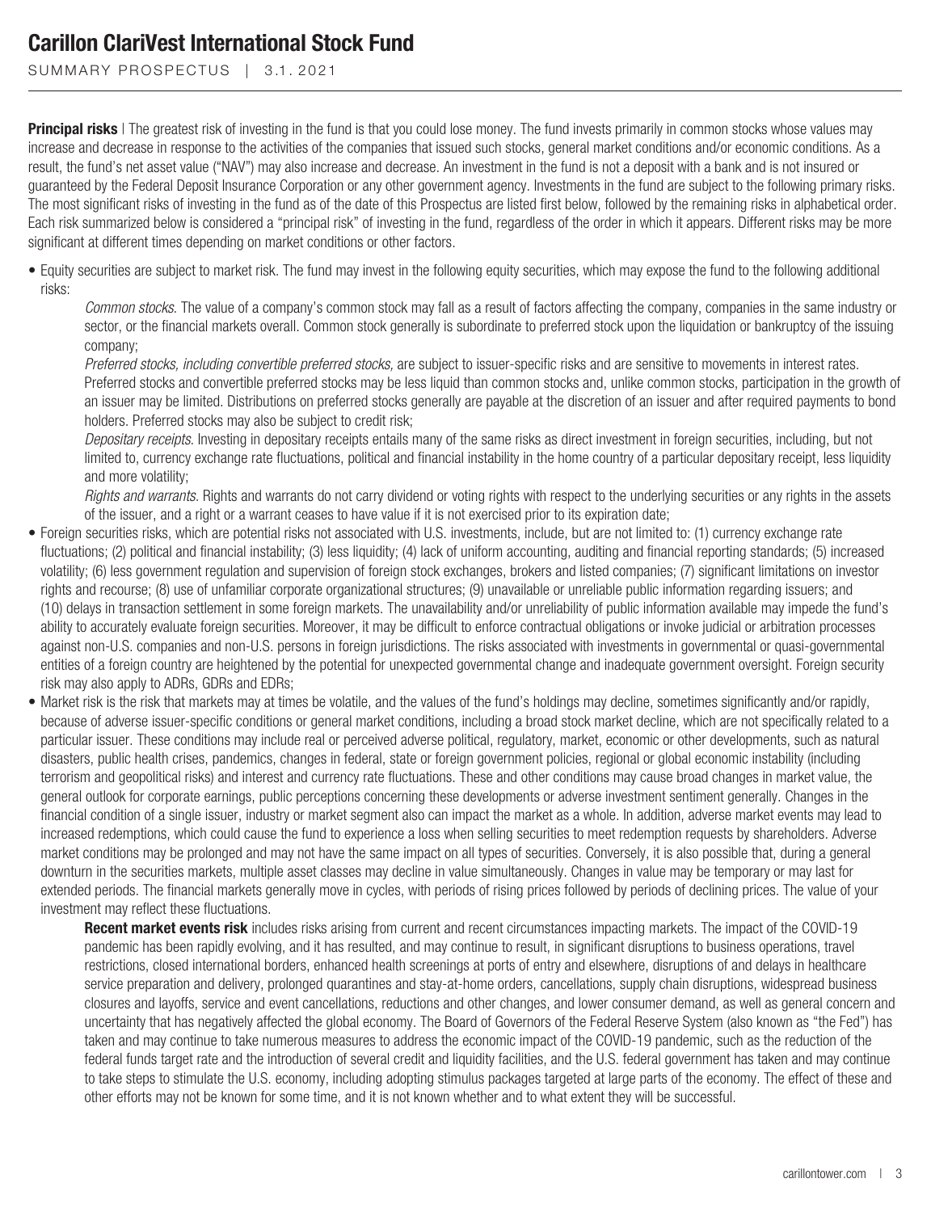**Principal risks** | The greatest risk of investing in the fund is that you could lose money. The fund invests primarily in common stocks whose values may increase and decrease in response to the activities of the companies that issued such stocks, general market conditions and/or economic conditions. As a result, the fund's net asset value ("NAV") may also increase and decrease. An investment in the fund is not a deposit with a bank and is not insured or guaranteed by the Federal Deposit Insurance Corporation or any other government agency. Investments in the fund are subject to the following primary risks. The most significant risks of investing in the fund as of the date of this Prospectus are listed first below, followed by the remaining risks in alphabetical order. Each risk summarized below is considered a "principal risk" of investing in the fund, regardless of the order in which it appears. Different risks may be more significant at different times depending on market conditions or other factors.

- Equity securities are subject to market risk. The fund may invest in the following equity securities, which may expose the fund to the following additional risks:

  *Common stocks*. The value of a company's common stock may fall as a result of factors affecting the company, companies in the same industry or sector, or the financial markets overall. Common stock generally is subordinate to preferred stock upon the liquidation or bankruptcy of the issuing company;

  *Preferred stocks, including convertible preferred stocks,* are subject to issuer-specific risks and are sensitive to movements in interest rates. Preferred stocks and convertible preferred stocks may be less liquid than common stocks and, unlike common stocks, participation in the growth of an issuer may be limited. Distributions on preferred stocks generally are payable at the discretion of an issuer and after required payments to bond holders. Preferred stocks may also be subject to credit risk;

  *Depositary receipts*. Investing in depositary receipts entails many of the same risks as direct investment in foreign securities, including, but not limited to, currency exchange rate fluctuations, political and financial instability in the home country of a particular depositary receipt, less liquidity and more volatility;

  *Rights and warrants*. Rights and warrants do not carry dividend or voting rights with respect to the underlying securities or any rights in the assets of the issuer, and a right or a warrant ceases to have value if it is not exercised prior to its expiration date;

- Foreign securities risks, which are potential risks not associated with U.S. investments, include, but are not limited to: (1) currency exchange rate fluctuations; (2) political and financial instability; (3) less liquidity; (4) lack of uniform accounting, auditing and financial reporting standards; (5) increased volatility; (6) less government regulation and supervision of foreign stock exchanges, brokers and listed companies; (7) significant limitations on investor rights and recourse; (8) use of unfamiliar corporate organizational structures; (9) unavailable or unreliable public information regarding issuers; and (10) delays in transaction settlement in some foreign markets. The unavailability and/or unreliability of public information available may impede the fund's ability to accurately evaluate foreign securities. Moreover, it may be difficult to enforce contractual obligations or invoke judicial or arbitration processes against non-U.S. companies and non-U.S. persons in foreign jurisdictions. The risks associated with investments in governmental or quasi-governmental entities of a foreign country are heightened by the potential for unexpected governmental change and inadequate government oversight. Foreign security risk may also apply to ADRs, GDRs and EDRs;

- Market risk is the risk that markets may at times be volatile, and the values of the fund's holdings may decline, sometimes significantly and/or rapidly, because of adverse issuer-specific conditions or general market conditions, including a broad stock market decline, which are not specifically related to a particular issuer. These conditions may include real or perceived adverse political, regulatory, market, economic or other developments, such as natural disasters, public health crises, pandemics, changes in federal, state or foreign government policies, regional or global economic instability (including terrorism and geopolitical risks) and interest and currency rate fluctuations. These and other conditions may cause broad changes in market value, the general outlook for corporate earnings, public perceptions concerning these developments or adverse investment sentiment generally. Changes in the financial condition of a single issuer, industry or market segment also can impact the market as a whole. In addition, adverse market events may lead to increased redemptions, which could cause the fund to experience a loss when selling securities to meet redemption requests by shareholders. Adverse market conditions may be prolonged and may not have the same impact on all types of securities. Conversely, it is also possible that, during a general downturn in the securities markets, multiple asset classes may decline in value simultaneously. Changes in value may be temporary or may last for extended periods. The financial markets generally move in cycles, with periods of rising prices followed by periods of declining prices. The value of your investment may reflect these fluctuations.

  **Recent market events risk** includes risks arising from current and recent circumstances impacting markets. The impact of the COVID-19 pandemic has been rapidly evolving, and it has resulted, and may continue to result, in significant disruptions to business operations, travel restrictions, closed international borders, enhanced health screenings at ports of entry and elsewhere, disruptions of and delays in healthcare service preparation and delivery, prolonged quarantines and stay-at-home orders, cancellations, supply chain disruptions, widespread business closures and layoffs, service and event cancellations, reductions and other changes, and lower consumer demand, as well as general concern and uncertainty that has negatively affected the global economy. The Board of Governors of the Federal Reserve System (also known as "the Fed") has taken and may continue to take numerous measures to address the economic impact of the COVID-19 pandemic, such as the reduction of the federal funds target rate and the introduction of several credit and liquidity facilities, and the U.S. federal government has taken and may continue to take steps to stimulate the U.S. economy, including adopting stimulus packages targeted at large parts of the economy. The effect of these and other efforts may not be known for some time, and it is not known whether and to what extent they will be successful.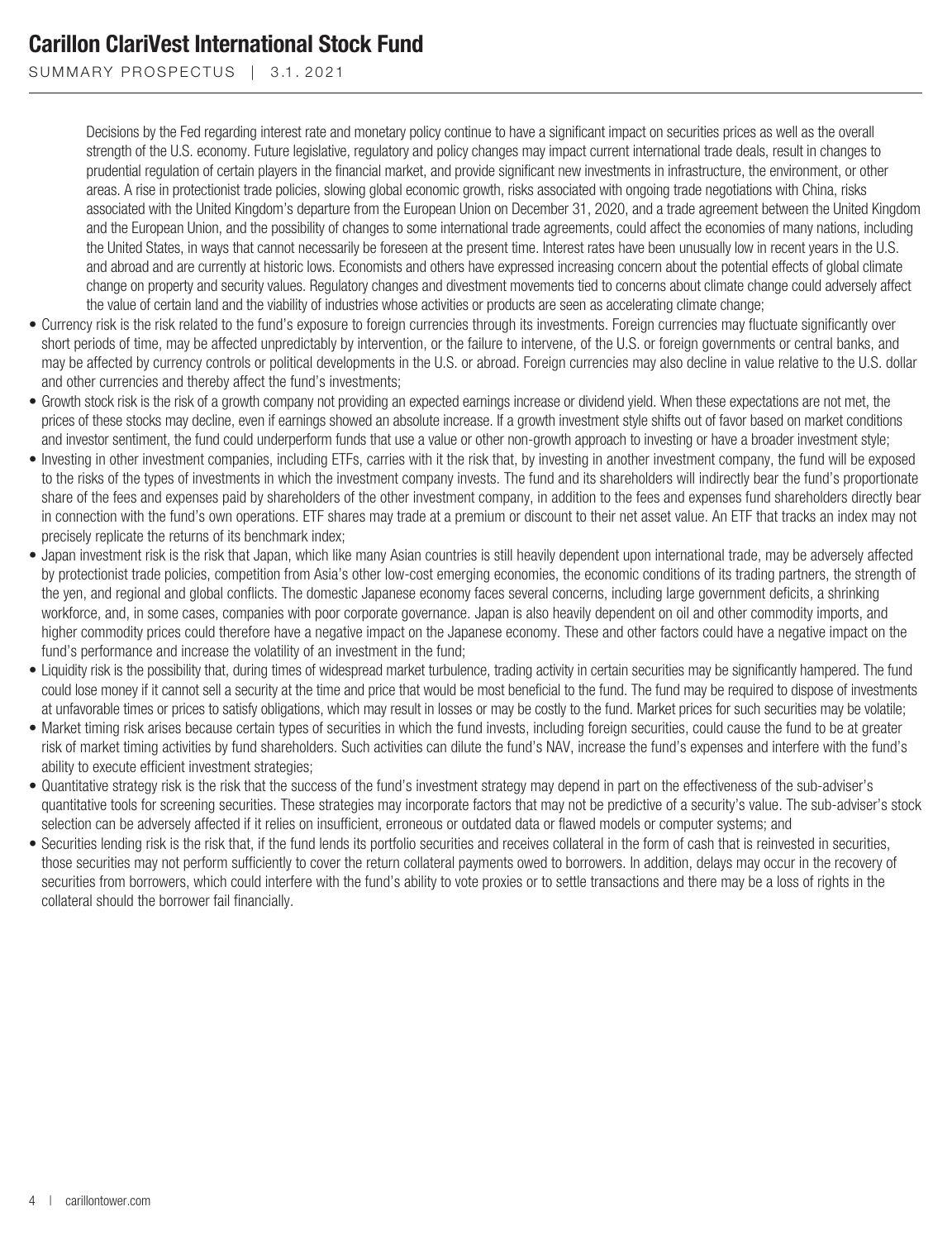Decisions by the Fed regarding interest rate and monetary policy continue to have a significant impact on securities prices as well as the overall strength of the U.S. economy. Future legislative, regulatory and policy changes may impact current international trade deals, result in changes to prudential regulation of certain players in the financial market, and provide significant new investments in infrastructure, the environment, or other areas. A rise in protectionist trade policies, slowing global economic growth, risks associated with ongoing trade negotiations with China, risks associated with the United Kingdom's departure from the European Union on December 31, 2020, and a trade agreement between the United Kingdom and the European Union, and the possibility of changes to some international trade agreements, could affect the economies of many nations, including the United States, in ways that cannot necessarily be foreseen at the present time. Interest rates have been unusually low in recent years in the U.S. and abroad and are currently at historic lows. Economists and others have expressed increasing concern about the potential effects of global climate change on property and security values. Regulatory changes and divestment movements tied to concerns about climate change could adversely affect the value of certain land and the viability of industries whose activities or products are seen as accelerating climate change;

- Currency risk is the risk related to the fund's exposure to foreign currencies through its investments. Foreign currencies may fluctuate significantly over short periods of time, may be affected unpredictably by intervention, or the failure to intervene, of the U.S. or foreign governments or central banks, and may be affected by currency controls or political developments in the U.S. or abroad. Foreign currencies may also decline in value relative to the U.S. dollar and other currencies and thereby affect the fund's investments;
- Growth stock risk is the risk of a growth company not providing an expected earnings increase or dividend yield. When these expectations are not met, the prices of these stocks may decline, even if earnings showed an absolute increase. If a growth investment style shifts out of favor based on market conditions and investor sentiment, the fund could underperform funds that use a value or other non-growth approach to investing or have a broader investment style;
- Investing in other investment companies, including ETFs, carries with it the risk that, by investing in another investment company, the fund will be exposed to the risks of the types of investments in which the investment company invests. The fund and its shareholders will indirectly bear the fund's proportionate share of the fees and expenses paid by shareholders of the other investment company, in addition to the fees and expenses fund shareholders directly bear in connection with the fund's own operations. ETF shares may trade at a premium or discount to their net asset value. An ETF that tracks an index may not precisely replicate the returns of its benchmark index;
- Japan investment risk is the risk that Japan, which like many Asian countries is still heavily dependent upon international trade, may be adversely affected by protectionist trade policies, competition from Asia's other low-cost emerging economies, the economic conditions of its trading partners, the strength of the yen, and regional and global conflicts. The domestic Japanese economy faces several concerns, including large government deficits, a shrinking workforce, and, in some cases, companies with poor corporate governance. Japan is also heavily dependent on oil and other commodity imports, and higher commodity prices could therefore have a negative impact on the Japanese economy. These and other factors could have a negative impact on the fund's performance and increase the volatility of an investment in the fund;
- Liquidity risk is the possibility that, during times of widespread market turbulence, trading activity in certain securities may be significantly hampered. The fund could lose money if it cannot sell a security at the time and price that would be most beneficial to the fund. The fund may be required to dispose of investments at unfavorable times or prices to satisfy obligations, which may result in losses or may be costly to the fund. Market prices for such securities may be volatile;
- Market timing risk arises because certain types of securities in which the fund invests, including foreign securities, could cause the fund to be at greater risk of market timing activities by fund shareholders. Such activities can dilute the fund's NAV, increase the fund's expenses and interfere with the fund's ability to execute efficient investment strategies;
- Quantitative strategy risk is the risk that the success of the fund's investment strategy may depend in part on the effectiveness of the sub-adviser's quantitative tools for screening securities. These strategies may incorporate factors that may not be predictive of a security's value. The sub-adviser's stock selection can be adversely affected if it relies on insufficient, erroneous or outdated data or flawed models or computer systems; and
- Securities lending risk is the risk that, if the fund lends its portfolio securities and receives collateral in the form of cash that is reinvested in securities, those securities may not perform sufficiently to cover the return collateral payments owed to borrowers. In addition, delays may occur in the recovery of securities from borrowers, which could interfere with the fund's ability to vote proxies or to settle transactions and there may be a loss of rights in the collateral should the borrower fail financially.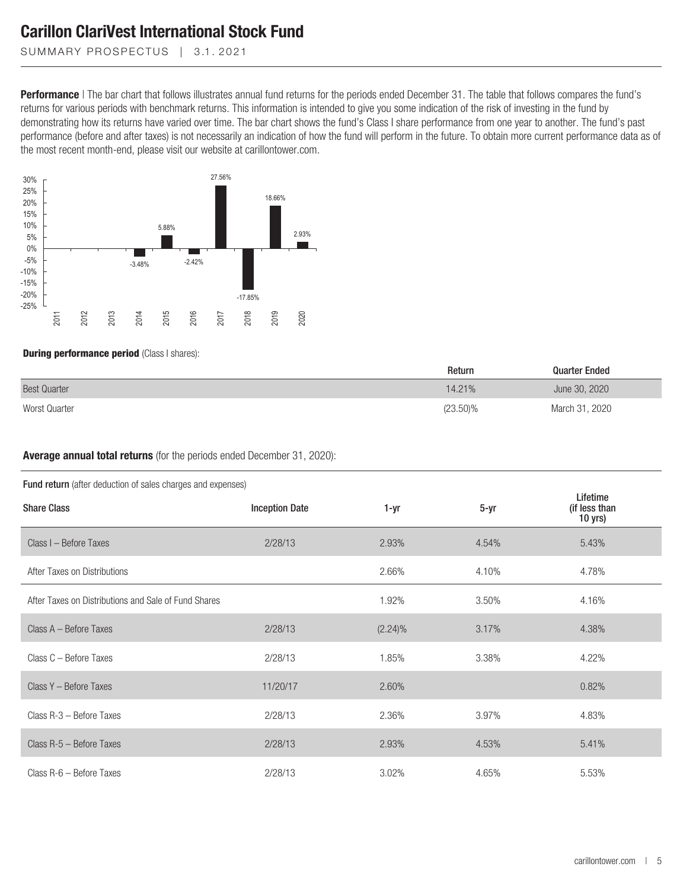# Carillon ClariVest International Stock Fund

SUMMARY PROSPECTUS | 3.1.2021

**Performance** | The bar chart that follows illustrates annual fund returns for the periods ended December 31. The table that follows compares the fund's returns for various periods with benchmark returns. This information is intended to give you some indication of the risk of investing in the fund by demonstrating how its returns have varied over time. The bar chart shows the fund's Class I share performance from one year to another. The fund's past performance (before and after taxes) is not necessarily an indication of how the fund will perform in the future. To obtain more current performance data as of the most recent month-end, please visit our website at carillontower.com.

| Year | Return |
|---|---|
| 2011 | |
| 2012 | |
| 2013 | |
| 2014 | -3.48% |
| 2015 | 5.88% |
| 2016 | -2.42% |
| 2017 | 27.56% |
| 2018 | -17.85% |
| 2019 | 18.66% |
| 2020 | 2.93% |

**During performance period** (Class I shares):

| | Return | Quarter Ended |
|---|---|---|
| Best Quarter | 14.21% | June 30, 2020 |
| Worst Quarter | (23.50)% | March 31, 2020 |

**Average annual total returns** (for the periods ended December 31, 2020):

**Fund return** (after deduction of sales charges and expenses)

| Share Class | Inception Date | 1-yr | 5-yr | Lifetime (if less than 10 yrs) |
|---|---|---|---|---|
| Class I – Before Taxes | 2/28/13 | 2.93% | 4.54% | 5.43% |
| After Taxes on Distributions | | 2.66% | 4.10% | 4.78% |
| After Taxes on Distributions and Sale of Fund Shares | | 1.92% | 3.50% | 4.16% |
| Class A – Before Taxes | 2/28/13 | (2.24)% | 3.17% | 4.38% |
| Class C – Before Taxes | 2/28/13 | 1.85% | 3.38% | 4.22% |
| Class Y – Before Taxes | 11/20/17 | 2.60% | | 0.82% |
| Class R-3 – Before Taxes | 2/28/13 | 2.36% | 3.97% | 4.83% |
| Class R-5 – Before Taxes | 2/28/13 | 2.93% | 4.53% | 5.41% |
| Class R-6 – Before Taxes | 2/28/13 | 3.02% | 4.65% | 5.53% |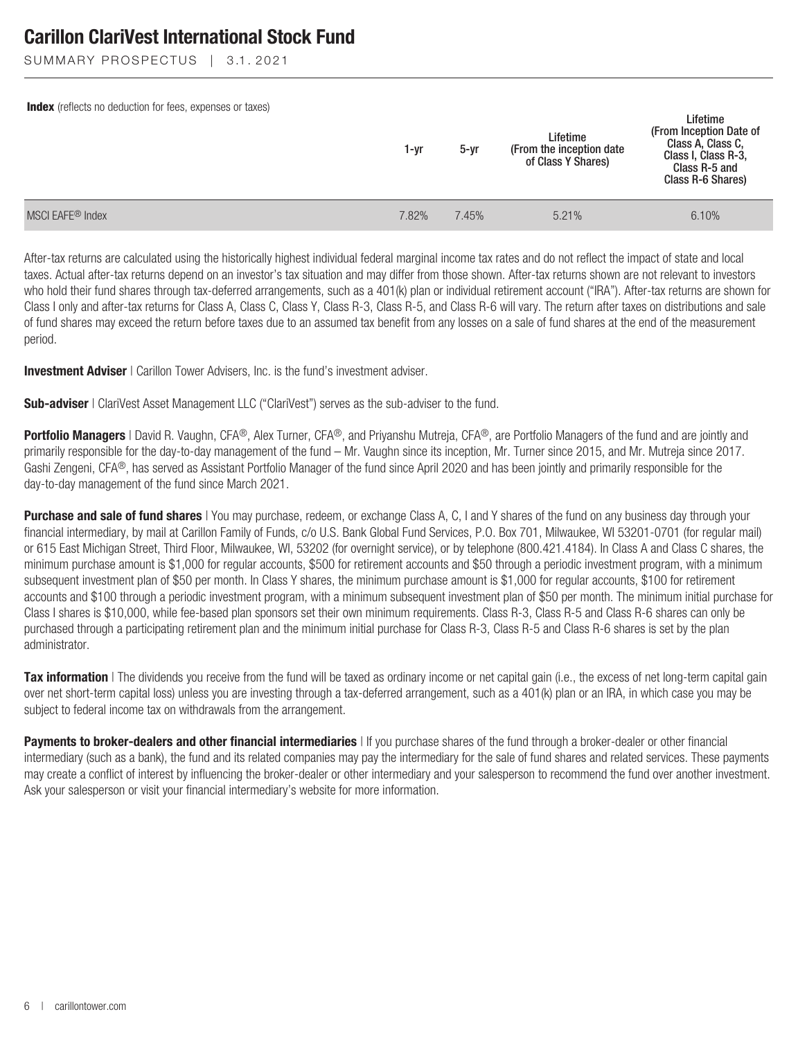**Index** (reflects no deduction for fees, expenses or taxes)

| | 1-yr | 5-yr | Lifetime (From the inception date of Class Y Shares) | Lifetime (From Inception Date of Class A, Class C, Class I, Class R-3, Class R-5 and Class R-6 Shares) |
|---|---|---|---|---|
| MSCI EAFE® Index | 7.82% | 7.45% | 5.21% | 6.10% |

After-tax returns are calculated using the historically highest individual federal marginal income tax rates and do not reflect the impact of state and local taxes. Actual after-tax returns depend on an investor's tax situation and may differ from those shown. After-tax returns shown are not relevant to investors who hold their fund shares through tax-deferred arrangements, such as a 401(k) plan or individual retirement account ("IRA"). After-tax returns are shown for Class I only and after-tax returns for Class A, Class C, Class Y, Class R-3, Class R-5, and Class R-6 will vary. The return after taxes on distributions and sale of fund shares may exceed the return before taxes due to an assumed tax benefit from any losses on a sale of fund shares at the end of the measurement period.

**Investment Adviser** | Carillon Tower Advisers, Inc. is the fund's investment adviser.

**Sub-adviser** | ClariVest Asset Management LLC ("ClariVest") serves as the sub-adviser to the fund.

**Portfolio Managers** | David R. Vaughn, CFA®, Alex Turner, CFA®, and Priyanshu Mutreja, CFA®, are Portfolio Managers of the fund and are jointly and primarily responsible for the day-to-day management of the fund – Mr. Vaughn since its inception, Mr. Turner since 2015, and Mr. Mutreja since 2017. Gashi Zengeni, CFA®, has served as Assistant Portfolio Manager of the fund since April 2020 and has been jointly and primarily responsible for the day-to-day management of the fund since March 2021.

**Purchase and sale of fund shares** | You may purchase, redeem, or exchange Class A, C, I and Y shares of the fund on any business day through your financial intermediary, by mail at Carillon Family of Funds, c/o U.S. Bank Global Fund Services, P.O. Box 701, Milwaukee, WI 53201-0701 (for regular mail) or 615 East Michigan Street, Third Floor, Milwaukee, WI, 53202 (for overnight service), or by telephone (800.421.4184). In Class A and Class C shares, the minimum purchase amount is $1,000 for regular accounts, $500 for retirement accounts and $50 through a periodic investment program, with a minimum subsequent investment plan of $50 per month. In Class Y shares, the minimum purchase amount is $1,000 for regular accounts, $100 for retirement accounts and $100 through a periodic investment program, with a minimum subsequent investment plan of $50 per month. The minimum initial purchase for Class I shares is $10,000, while fee-based plan sponsors set their own minimum requirements. Class R-3, Class R-5 and Class R-6 shares can only be purchased through a participating retirement plan and the minimum initial purchase for Class R-3, Class R-5 and Class R-6 shares is set by the plan administrator.

**Tax information** | The dividends you receive from the fund will be taxed as ordinary income or net capital gain (i.e., the excess of net long-term capital gain over net short-term capital loss) unless you are investing through a tax-deferred arrangement, such as a 401(k) plan or an IRA, in which case you may be subject to federal income tax on withdrawals from the arrangement.

**Payments to broker-dealers and other financial intermediaries** | If you purchase shares of the fund through a broker-dealer or other financial intermediary (such as a bank), the fund and its related companies may pay the intermediary for the sale of fund shares and related services. These payments may create a conflict of interest by influencing the broker-dealer or other intermediary and your salesperson to recommend the fund over another investment. Ask your salesperson or visit your financial intermediary's website for more information.